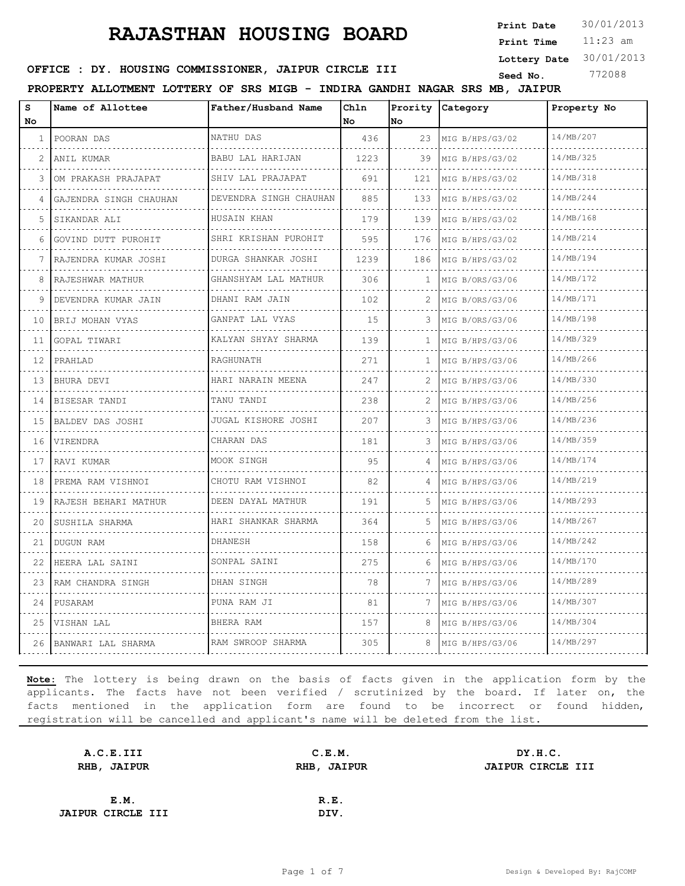# RAJASTHAN HOUSING BOARD

**OFFICE : DY. HOUSING COMMISSIONER, JAIPUR CIRCLE III**

**Print Date** 30/01/2013
**Print Time** 11:23 am
**Lottery Date** 30/01/2013
**Seed No.** 772088

**PROPERTY ALLOTMENT LOTTERY OF SRS MIGB - INDIRA GANDHI NAGAR SRS MB, JAIPUR**

| S No | Name of Allottee | Father/Husband Name | Chln No | Prority No | Category | Property No |
|---|---|---|---|---|---|---|
| 1 | POORAN DAS | NATHU DAS | 436 | 23 | MIG B/HPS/G3/02 | 14/MB/207 |
| 2 | ANIL KUMAR | BABU LAL HARIJAN | 1223 | 39 | MIG B/HPS/G3/02 | 14/MB/325 |
| 3 | OM PRAKASH PRAJAPAT | SHIV LAL PRAJAPAT | 691 | 121 | MIG B/HPS/G3/02 | 14/MB/318 |
| 4 | GAJENDRA SINGH CHAUHAN | DEVENDRA SINGH CHAUHAN | 885 | 133 | MIG B/HPS/G3/02 | 14/MB/244 |
| 5 | SIKANDAR ALI | HUSAIN KHAN | 179 | 139 | MIG B/HPS/G3/02 | 14/MB/168 |
| 6 | GOVIND DUTT PUROHIT | SHRI KRISHAN PUROHIT | 595 | 176 | MIG B/HPS/G3/02 | 14/MB/214 |
| 7 | RAJENDRA KUMAR JOSHI | DURGA SHANKAR JOSHI | 1239 | 186 | MIG B/HPS/G3/02 | 14/MB/194 |
| 8 | RAJESHWAR MATHUR | GHANSHYAM LAL MATHUR | 306 | 1 | MIG B/ORS/G3/06 | 14/MB/172 |
| 9 | DEVENDRA KUMAR JAIN | DHANI RAM JAIN | 102 | 2 | MIG B/ORS/G3/06 | 14/MB/171 |
| 10 | BRIJ MOHAN VYAS | GANPAT LAL VYAS | 15 | 3 | MIG B/ORS/G3/06 | 14/MB/198 |
| 11 | GOPAL TIWARI | KALYAN SHYAY SHARMA | 139 | 1 | MIG B/HPS/G3/06 | 14/MB/329 |
| 12 | PRAHLAD | RAGHUNATH | 271 | 1 | MIG B/HPS/G3/06 | 14/MB/266 |
| 13 | BHURA DEVI | HARI NARAIN MEENA | 247 | 2 | MIG B/HPS/G3/06 | 14/MB/330 |
| 14 | BISESAR TANDI | TANU TANDI | 238 | 2 | MIG B/HPS/G3/06 | 14/MB/256 |
| 15 | BALDEV DAS JOSHI | JUGAL KISHORE JOSHI | 207 | 3 | MIG B/HPS/G3/06 | 14/MB/236 |
| 16 | VIRENDRA | CHARAN DAS | 181 | 3 | MIG B/HPS/G3/06 | 14/MB/359 |
| 17 | RAVI KUMAR | MOOK SINGH | 95 | 4 | MIG B/HPS/G3/06 | 14/MB/174 |
| 18 | PREMA RAM VISHNOI | CHOTU RAM VISHNOI | 82 | 4 | MIG B/HPS/G3/06 | 14/MB/219 |
| 19 | RAJESH BEHARI MATHUR | DEEN DAYAL MATHUR | 191 | 5 | MIG B/HPS/G3/06 | 14/MB/293 |
| 20 | SUSHILA SHARMA | HARI SHANKAR SHARMA | 364 | 5 | MIG B/HPS/G3/06 | 14/MB/267 |
| 21 | DUGUN RAM | DHANESH | 158 | 6 | MIG B/HPS/G3/06 | 14/MB/242 |
| 22 | HEERA LAL SAINI | SONPAL SAINI | 275 | 6 | MIG B/HPS/G3/06 | 14/MB/170 |
| 23 | RAM CHANDRA SINGH | DHAN SINGH | 78 | 7 | MIG B/HPS/G3/06 | 14/MB/289 |
| 24 | PUSARAM | PUNA RAM JI | 81 | 7 | MIG B/HPS/G3/06 | 14/MB/307 |
| 25 | VISHAN LAL | BHERA RAM | 157 | 8 | MIG B/HPS/G3/06 | 14/MB/304 |
| 26 | BANWARI LAL SHARMA | RAM SWROOP SHARMA | 305 | 8 | MIG B/HPS/G3/06 | 14/MB/297 |

**Note:** The lottery is being drawn on the basis of facts given in the application form by the applicants. The facts have not been verified / scrutinized by the board. If later on, the facts mentioned in the application form are found to be incorrect or found hidden, registration will be cancelled and applicant's name will be deleted from the list.

**A.C.E.III**
**RHB, JAIPUR**

**C.E.M.**
**RHB, JAIPUR**

**DY.H.C.**
**JAIPUR CIRCLE III**

**E.M.**
**JAIPUR CIRCLE III**

**R.E.**
**DIV.**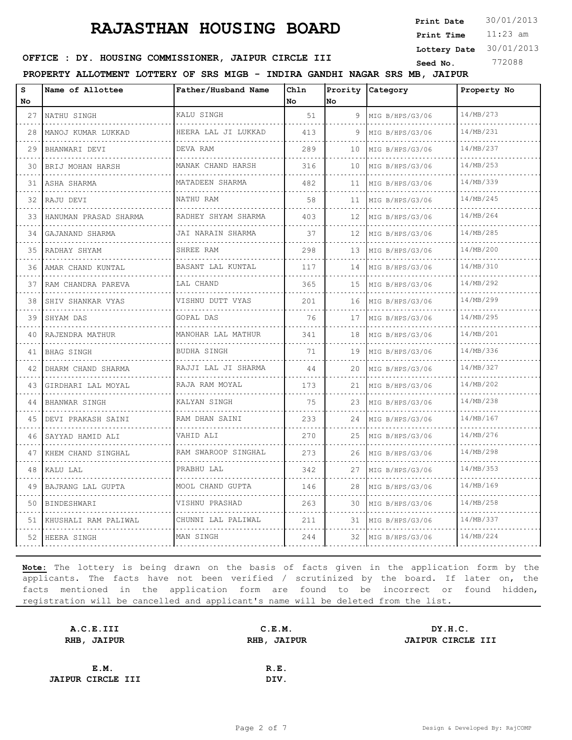# RAJASTHAN HOUSING BOARD

**Print Date** 30/01/2013
**Print Time** 11:23 am
**Lottery Date** 30/01/2013
**Seed No.** 772088

**OFFICE : DY. HOUSING COMMISSIONER, JAIPUR CIRCLE III**

**PROPERTY ALLOTMENT LOTTERY OF SRS MIGB - INDIRA GANDHI NAGAR SRS MB, JAIPUR**

| S No | Name of Allottee | Father/Husband Name | Chln No | Prority No | Category | Property No |
|---|---|---|---|---|---|---|
| 27 | NATHU SINGH | KALU SINGH | 51 | 9 | MIG B/HPS/G3/06 | 14/MB/273 |
| 28 | MANOJ KUMAR LUKKAD | HEERA LAL JI LUKKAD | 413 | 9 | MIG B/HPS/G3/06 | 14/MB/231 |
| 29 | BHANWARI DEVI | DEVA RAM | 289 | 10 | MIG B/HPS/G3/06 | 14/MB/237 |
| 30 | BRIJ MOHAN HARSH | MANAK CHAND HARSH | 316 | 10 | MIG B/HPS/G3/06 | 14/MB/253 |
| 31 | ASHA SHARMA | MATADEEN SHARMA | 482 | 11 | MIG B/HPS/G3/06 | 14/MB/339 |
| 32 | RAJU DEVI | NATHU RAM | 58 | 11 | MIG B/HPS/G3/06 | 14/MB/245 |
| 33 | HANUMAN PRASAD SHARMA | RADHEY SHYAM SHARMA | 403 | 12 | MIG B/HPS/G3/06 | 14/MB/264 |
| 34 | GAJANAND SHARMA | JAI NARAIN SHARMA | 37 | 12 | MIG B/HPS/G3/06 | 14/MB/285 |
| 35 | RADHAY SHYAM | SHREE RAM | 298 | 13 | MIG B/HPS/G3/06 | 14/MB/200 |
| 36 | AMAR CHAND KUNTAL | BASANT LAL KUNTAL | 117 | 14 | MIG B/HPS/G3/06 | 14/MB/310 |
| 37 | RAM CHANDRA PAREVA | LAL CHAND | 365 | 15 | MIG B/HPS/G3/06 | 14/MB/292 |
| 38 | SHIV SHANKAR VYAS | VISHNU DUTT VYAS | 201 | 16 | MIG B/HPS/G3/06 | 14/MB/299 |
| 39 | SHYAM DAS | GOPAL DAS | 76 | 17 | MIG B/HPS/G3/06 | 14/MB/295 |
| 40 | RAJENDRA MATHUR | MANOHAR LAL MATHUR | 341 | 18 | MIG B/HPS/G3/06 | 14/MB/201 |
| 41 | BHAG SINGH | BUDHA SINGH | 71 | 19 | MIG B/HPS/G3/06 | 14/MB/336 |
| 42 | DHARM CHAND SHARMA | RAJJI LAL JI SHARMA | 44 | 20 | MIG B/HPS/G3/06 | 14/MB/327 |
| 43 | GIRDHARI LAL MOYAL | RAJA RAM MOYAL | 173 | 21 | MIG B/HPS/G3/06 | 14/MB/202 |
| 44 | BHANWAR SINGH | KALYAN SINGH | 75 | 23 | MIG B/HPS/G3/06 | 14/MB/238 |
| 45 | DEVI PRAKASH SAINI | RAM DHAN SAINI | 233 | 24 | MIG B/HPS/G3/06 | 14/MB/167 |
| 46 | SAYYAD HAMID ALI | VAHID ALI | 270 | 25 | MIG B/HPS/G3/06 | 14/MB/276 |
| 47 | KHEM CHAND SINGHAL | RAM SWAROOP SINGHAL | 273 | 26 | MIG B/HPS/G3/06 | 14/MB/298 |
| 48 | KALU LAL | PRABHU LAL | 342 | 27 | MIG B/HPS/G3/06 | 14/MB/353 |
| 49 | BAJRANG LAL GUPTA | MOOL CHAND GUPTA | 146 | 28 | MIG B/HPS/G3/06 | 14/MB/169 |
| 50 | BINDESHWARI | VISHNU PRASHAD | 263 | 30 | MIG B/HPS/G3/06 | 14/MB/258 |
| 51 | KHUSHALI RAM PALIWAL | CHUNNI LAL PALIWAL | 211 | 31 | MIG B/HPS/G3/06 | 14/MB/337 |
| 52 | HEERA SINGH | MAN SINGH | 244 | 32 | MIG B/HPS/G3/06 | 14/MB/224 |

**Note:** The lottery is being drawn on the basis of facts given in the application form by the applicants. The facts have not been verified / scrutinized by the board. If later on, the facts mentioned in the application form are found to be incorrect or found hidden, registration will be cancelled and applicant's name will be deleted from the list.

**A.C.E.III**
**RHB, JAIPUR**

**C.E.M.**
**RHB, JAIPUR**

**DY.H.C.**
**JAIPUR CIRCLE III**

**E.M.**
**JAIPUR CIRCLE III**

**R.E.**
**DIV.**

Design & Developed By: RajCOMP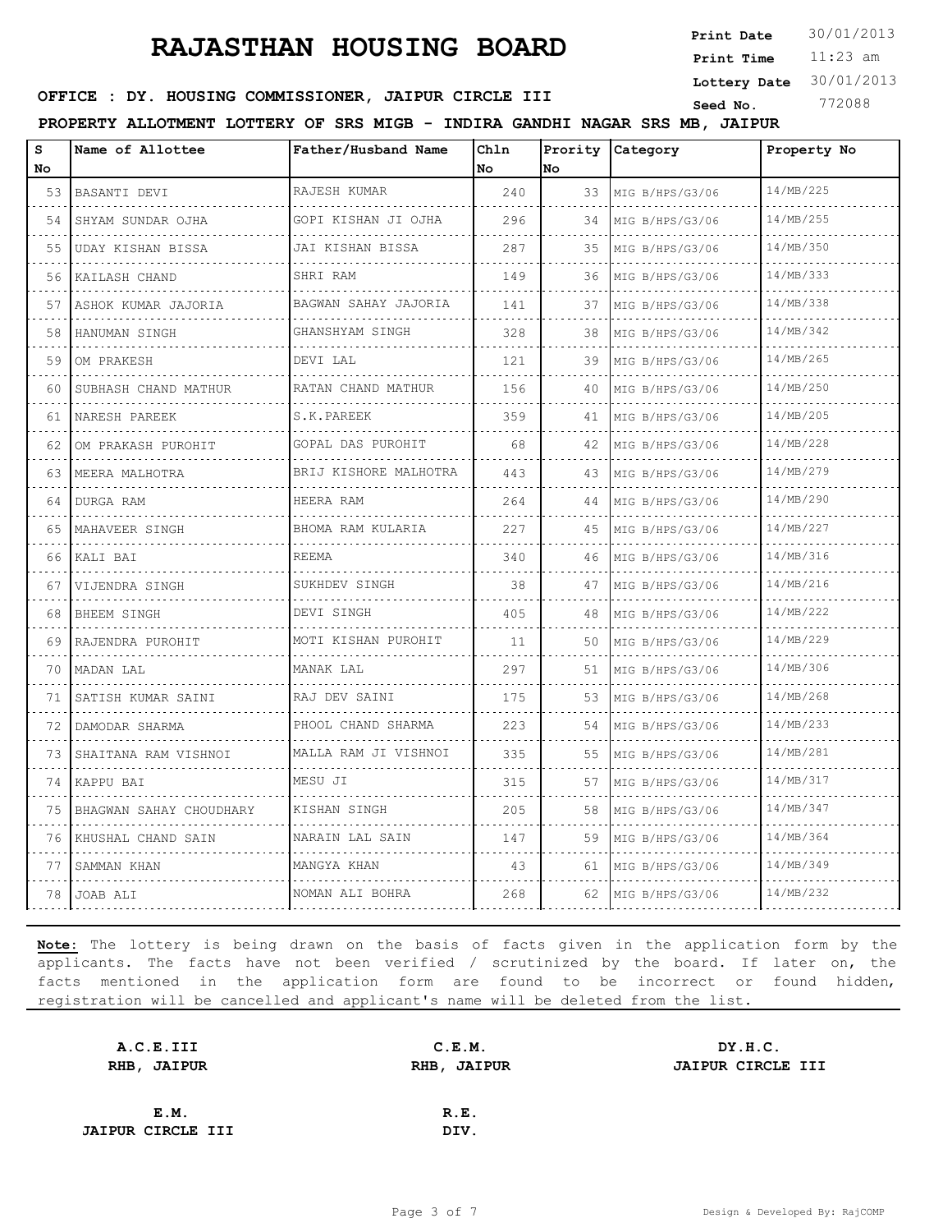# RAJASTHAN HOUSING BOARD

**Print Date** 30/01/2013
**Print Time** 11:23 am
**Lottery Date** 30/01/2013
**Seed No.** 772088

**OFFICE : DY. HOUSING COMMISSIONER, JAIPUR CIRCLE III**

**PROPERTY ALLOTMENT LOTTERY OF SRS MIGB - INDIRA GANDHI NAGAR SRS MB, JAIPUR**

| S No | Name of Allottee | Father/Husband Name | Chln No | Prority No | Category | Property No |
|---|---|---|---|---|---|---|
| 53 | BASANTI DEVI | RAJESH KUMAR | 240 | 33 | MIG B/HPS/G3/06 | 14/MB/225 |
| 54 | SHYAM SUNDAR OJHA | GOPI KISHAN JI OJHA | 296 | 34 | MIG B/HPS/G3/06 | 14/MB/255 |
| 55 | UDAY KISHAN BISSA | JAI KISHAN BISSA | 287 | 35 | MIG B/HPS/G3/06 | 14/MB/350 |
| 56 | KAILASH CHAND | SHRI RAM | 149 | 36 | MIG B/HPS/G3/06 | 14/MB/333 |
| 57 | ASHOK KUMAR JAJORIA | BAGWAN SAHAY JAJORIA | 141 | 37 | MIG B/HPS/G3/06 | 14/MB/338 |
| 58 | HANUMAN SINGH | GHANSHYAM SINGH | 328 | 38 | MIG B/HPS/G3/06 | 14/MB/342 |
| 59 | OM PRAKESH | DEVI LAL | 121 | 39 | MIG B/HPS/G3/06 | 14/MB/265 |
| 60 | SUBHASH CHAND MATHUR | RATAN CHAND MATHUR | 156 | 40 | MIG B/HPS/G3/06 | 14/MB/250 |
| 61 | NARESH PAREEK | S.K.PAREEK | 359 | 41 | MIG B/HPS/G3/06 | 14/MB/205 |
| 62 | OM PRAKASH PUROHIT | GOPAL DAS PUROHIT | 68 | 42 | MIG B/HPS/G3/06 | 14/MB/228 |
| 63 | MEERA MALHOTRA | BRIJ KISHORE MALHOTRA | 443 | 43 | MIG B/HPS/G3/06 | 14/MB/279 |
| 64 | DURGA RAM | HEERA RAM | 264 | 44 | MIG B/HPS/G3/06 | 14/MB/290 |
| 65 | MAHAVEER SINGH | BHOMA RAM KULARIA | 227 | 45 | MIG B/HPS/G3/06 | 14/MB/227 |
| 66 | KALI BAI | REEMA | 340 | 46 | MIG B/HPS/G3/06 | 14/MB/316 |
| 67 | VIJENDRA SINGH | SUKHDEV SINGH | 38 | 47 | MIG B/HPS/G3/06 | 14/MB/216 |
| 68 | BHEEM SINGH | DEVI SINGH | 405 | 48 | MIG B/HPS/G3/06 | 14/MB/222 |
| 69 | RAJENDRA PUROHIT | MOTI KISHAN PUROHIT | 11 | 50 | MIG B/HPS/G3/06 | 14/MB/229 |
| 70 | MADAN LAL | MANAK LAL | 297 | 51 | MIG B/HPS/G3/06 | 14/MB/306 |
| 71 | SATISH KUMAR SAINI | RAJ DEV SAINI | 175 | 53 | MIG B/HPS/G3/06 | 14/MB/268 |
| 72 | DAMODAR SHARMA | PHOOL CHAND SHARMA | 223 | 54 | MIG B/HPS/G3/06 | 14/MB/233 |
| 73 | SHAITANA RAM VISHNOI | MALLA RAM JI VISHNOI | 335 | 55 | MIG B/HPS/G3/06 | 14/MB/281 |
| 74 | KAPPU BAI | MESU JI | 315 | 57 | MIG B/HPS/G3/06 | 14/MB/317 |
| 75 | BHAGWAN SAHAY CHOUDHARY | KISHAN SINGH | 205 | 58 | MIG B/HPS/G3/06 | 14/MB/347 |
| 76 | KHUSHAL CHAND SAIN | NARAIN LAL SAIN | 147 | 59 | MIG B/HPS/G3/06 | 14/MB/364 |
| 77 | SAMMAN KHAN | MANGYA KHAN | 43 | 61 | MIG B/HPS/G3/06 | 14/MB/349 |
| 78 | JOAB ALI | NOMAN ALI BOHRA | 268 | 62 | MIG B/HPS/G3/06 | 14/MB/232 |

**Note:** The lottery is being drawn on the basis of facts given in the application form by the applicants. The facts have not been verified / scrutinized by the board. If later on, the facts mentioned in the application form are found to be incorrect or found hidden, registration will be cancelled and applicant's name will be deleted from the list.

| | | |
|---|---|---|
| **A.C.E.III**<br>**RHB, JAIPUR** | **C.E.M.**<br>**RHB, JAIPUR** | **DY.H.C.**<br>**JAIPUR CIRCLE III** |
| **E.M.**<br>**JAIPUR CIRCLE III** | **R.E.**<br>**DIV.** | |

Design & Developed By: RajCOMP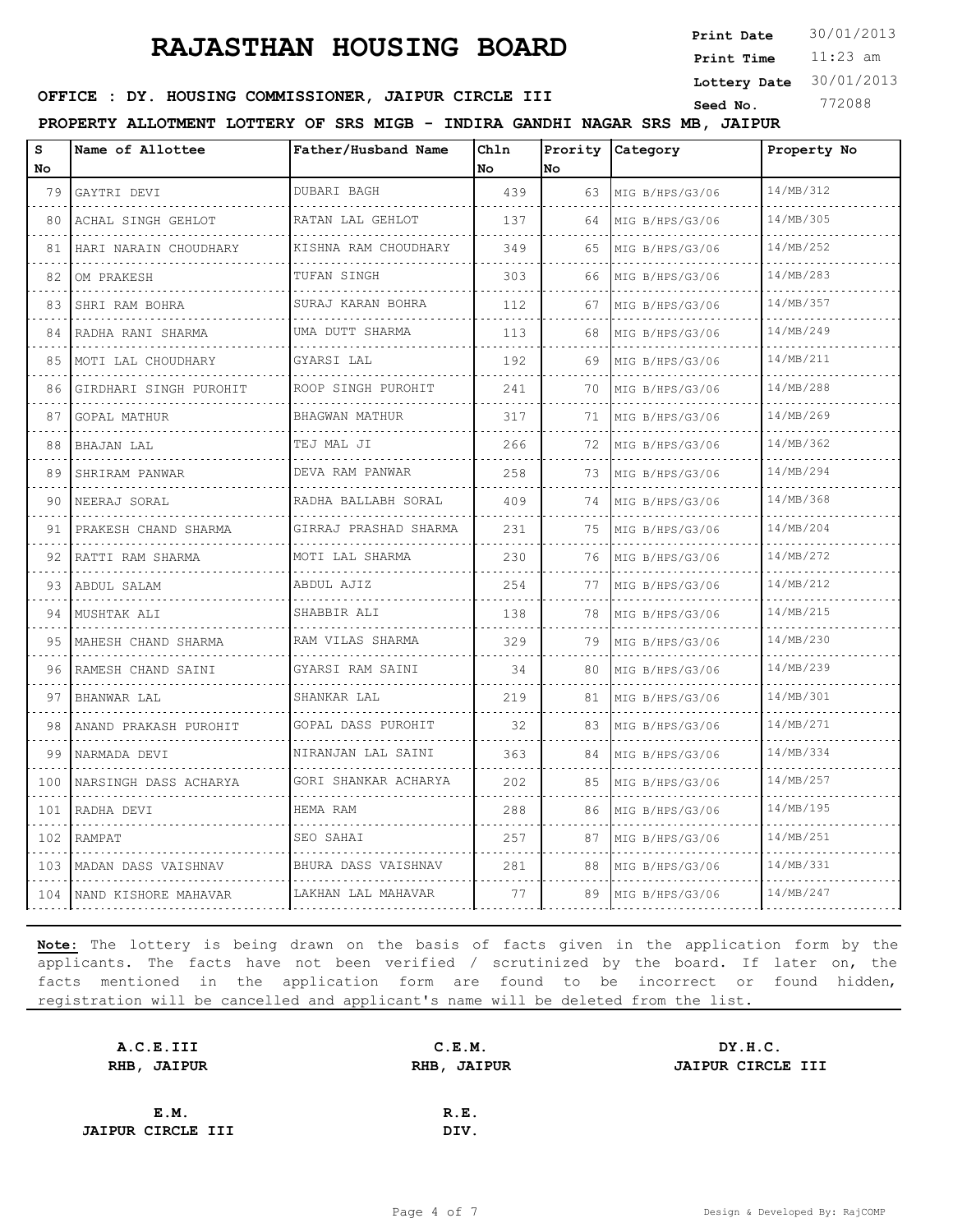# RAJASTHAN HOUSING BOARD

**Print Date** 30/01/2013
**Print Time** 11:23 am
**Lottery Date** 30/01/2013
**Seed No.** 772088

**OFFICE : DY. HOUSING COMMISSIONER, JAIPUR CIRCLE III**

**PROPERTY ALLOTMENT LOTTERY OF SRS MIGB - INDIRA GANDHI NAGAR SRS MB, JAIPUR**

| S No | Name of Allottee | Father/Husband Name | Chln No | Prority No | Category | Property No |
|---|---|---|---|---|---|---|
| 79 | GAYTRI DEVI | DUBARI BAGH | 439 | 63 | MIG B/HPS/G3/06 | 14/MB/312 |
| 80 | ACHAL SINGH GEHLOT | RATAN LAL GEHLOT | 137 | 64 | MIG B/HPS/G3/06 | 14/MB/305 |
| 81 | HARI NARAIN CHOUDHARY | KISHNA RAM CHOUDHARY | 349 | 65 | MIG B/HPS/G3/06 | 14/MB/252 |
| 82 | OM PRAKESH | TUFAN SINGH | 303 | 66 | MIG B/HPS/G3/06 | 14/MB/283 |
| 83 | SHRI RAM BOHRA | SURAJ KARAN BOHRA | 112 | 67 | MIG B/HPS/G3/06 | 14/MB/357 |
| 84 | RADHA RANI SHARMA | UMA DUTT SHARMA | 113 | 68 | MIG B/HPS/G3/06 | 14/MB/249 |
| 85 | MOTI LAL CHOUDHARY | GYARSI LAL | 192 | 69 | MIG B/HPS/G3/06 | 14/MB/211 |
| 86 | GIRDHARI SINGH PUROHIT | ROOP SINGH PUROHIT | 241 | 70 | MIG B/HPS/G3/06 | 14/MB/288 |
| 87 | GOPAL MATHUR | BHAGWAN MATHUR | 317 | 71 | MIG B/HPS/G3/06 | 14/MB/269 |
| 88 | BHAJAN LAL | TEJ MAL JI | 266 | 72 | MIG B/HPS/G3/06 | 14/MB/362 |
| 89 | SHRIRAM PANWAR | DEVA RAM PANWAR | 258 | 73 | MIG B/HPS/G3/06 | 14/MB/294 |
| 90 | NEERAJ SORAL | RADHA BALLABH SORAL | 409 | 74 | MIG B/HPS/G3/06 | 14/MB/368 |
| 91 | PRAKESH CHAND SHARMA | GIRRAJ PRASHAD SHARMA | 231 | 75 | MIG B/HPS/G3/06 | 14/MB/204 |
| 92 | RATTI RAM SHARMA | MOTI LAL SHARMA | 230 | 76 | MIG B/HPS/G3/06 | 14/MB/272 |
| 93 | ABDUL SALAM | ABDUL AJIZ | 254 | 77 | MIG B/HPS/G3/06 | 14/MB/212 |
| 94 | MUSHTAK ALI | SHABBIR ALI | 138 | 78 | MIG B/HPS/G3/06 | 14/MB/215 |
| 95 | MAHESH CHAND SHARMA | RAM VILAS SHARMA | 329 | 79 | MIG B/HPS/G3/06 | 14/MB/230 |
| 96 | RAMESH CHAND SAINI | GYARSI RAM SAINI | 34 | 80 | MIG B/HPS/G3/06 | 14/MB/239 |
| 97 | BHANWAR LAL | SHANKAR LAL | 219 | 81 | MIG B/HPS/G3/06 | 14/MB/301 |
| 98 | ANAND PRAKASH PUROHIT | GOPAL DASS PUROHIT | 32 | 83 | MIG B/HPS/G3/06 | 14/MB/271 |
| 99 | NARMADA DEVI | NIRANJAN LAL SAINI | 363 | 84 | MIG B/HPS/G3/06 | 14/MB/334 |
| 100 | NARSINGH DASS ACHARYA | GORI SHANKAR ACHARYA | 202 | 85 | MIG B/HPS/G3/06 | 14/MB/257 |
| 101 | RADHA DEVI | HEMA RAM | 288 | 86 | MIG B/HPS/G3/06 | 14/MB/195 |
| 102 | RAMPAT | SEO SAHAI | 257 | 87 | MIG B/HPS/G3/06 | 14/MB/251 |
| 103 | MADAN DASS VAISHNAV | BHURA DASS VAISHNAV | 281 | 88 | MIG B/HPS/G3/06 | 14/MB/331 |
| 104 | NAND KISHORE MAHAVAR | LAKHAN LAL MAHAVAR | 77 | 89 | MIG B/HPS/G3/06 | 14/MB/247 |

**Note:** The lottery is being drawn on the basis of facts given in the application form by the applicants. The facts have not been verified / scrutinized by the board. If later on, the facts mentioned in the application form are found to be incorrect or found hidden, registration will be cancelled and applicant's name will be deleted from the list.

**A.C.E.III**
**RHB, JAIPUR**

**C.E.M.**
**RHB, JAIPUR**

**DY.H.C.**
**JAIPUR CIRCLE III**

**E.M.**
**JAIPUR CIRCLE III**

**R.E.**
**DIV.**

Design & Developed By: RajCOMP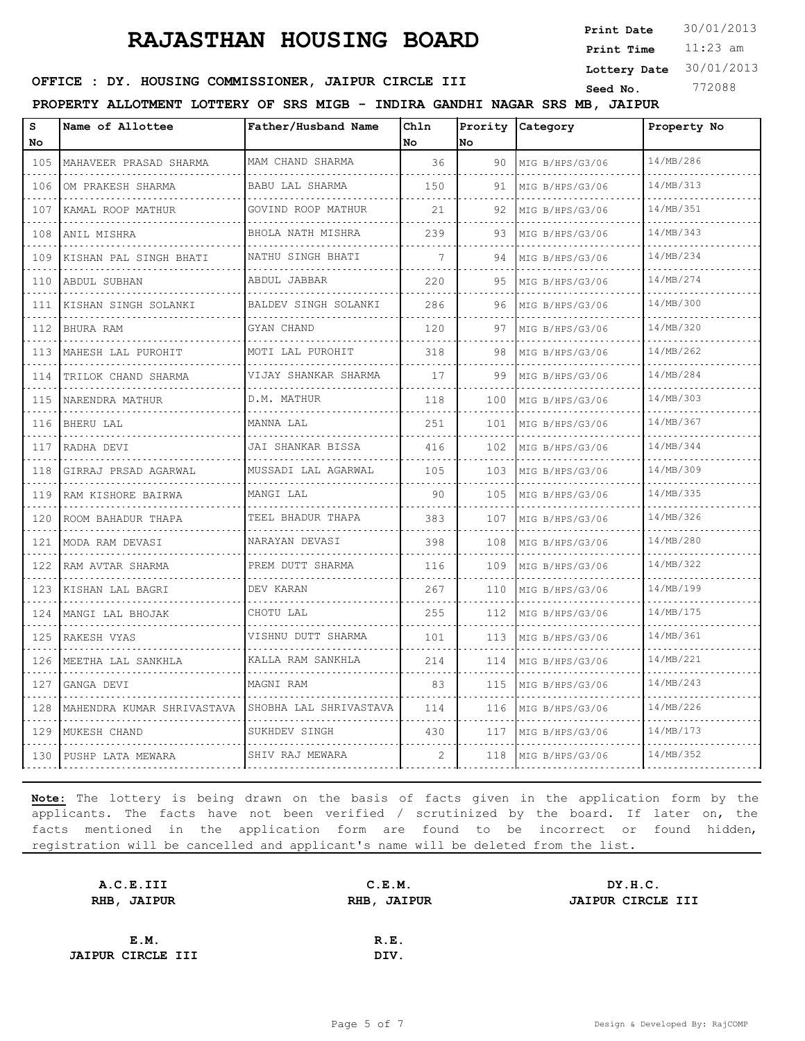# RAJASTHAN HOUSING BOARD

**Print Date** 30/01/2013
**Print Time** 11:23 am
**Lottery Date** 30/01/2013
**Seed No.** 772088

**OFFICE : DY. HOUSING COMMISSIONER, JAIPUR CIRCLE III**

**PROPERTY ALLOTMENT LOTTERY OF SRS MIGB - INDIRA GANDHI NAGAR SRS MB, JAIPUR**

| S No | Name of Allottee | Father/Husband Name | Chln No | Prority No | Category | Property No |
|---|---|---|---|---|---|---|
| 105 | MAHAVEER PRASAD SHARMA | MAM CHAND SHARMA | 36 | 90 | MIG B/HPS/G3/06 | 14/MB/286 |
| 106 | OM PRAKESH SHARMA | BABU LAL SHARMA | 150 | 91 | MIG B/HPS/G3/06 | 14/MB/313 |
| 107 | KAMAL ROOP MATHUR | GOVIND ROOP MATHUR | 21 | 92 | MIG B/HPS/G3/06 | 14/MB/351 |
| 108 | ANIL MISHRA | BHOLA NATH MISHRA | 239 | 93 | MIG B/HPS/G3/06 | 14/MB/343 |
| 109 | KISHAN PAL SINGH BHATI | NATHU SINGH BHATI | 7 | 94 | MIG B/HPS/G3/06 | 14/MB/234 |
| 110 | ABDUL SUBHAN | ABDUL JABBAR | 220 | 95 | MIG B/HPS/G3/06 | 14/MB/274 |
| 111 | KISHAN SINGH SOLANKI | BALDEV SINGH SOLANKI | 286 | 96 | MIG B/HPS/G3/06 | 14/MB/300 |
| 112 | BHURA RAM | GYAN CHAND | 120 | 97 | MIG B/HPS/G3/06 | 14/MB/320 |
| 113 | MAHESH LAL PUROHIT | MOTI LAL PUROHIT | 318 | 98 | MIG B/HPS/G3/06 | 14/MB/262 |
| 114 | TRILOK CHAND SHARMA | VIJAY SHANKAR SHARMA | 17 | 99 | MIG B/HPS/G3/06 | 14/MB/284 |
| 115 | NARENDRA MATHUR | D.M. MATHUR | 118 | 100 | MIG B/HPS/G3/06 | 14/MB/303 |
| 116 | BHERU LAL | MANNA LAL | 251 | 101 | MIG B/HPS/G3/06 | 14/MB/367 |
| 117 | RADHA DEVI | JAI SHANKAR BISSA | 416 | 102 | MIG B/HPS/G3/06 | 14/MB/344 |
| 118 | GIRRAJ PRSAD AGARWAL | MUSSADI LAL AGARWAL | 105 | 103 | MIG B/HPS/G3/06 | 14/MB/309 |
| 119 | RAM KISHORE BAIRWA | MANGI LAL | 90 | 105 | MIG B/HPS/G3/06 | 14/MB/335 |
| 120 | ROOM BAHADUR THAPA | TEEL BHADUR THAPA | 383 | 107 | MIG B/HPS/G3/06 | 14/MB/326 |
| 121 | MODA RAM DEVASI | NARAYAN DEVASI | 398 | 108 | MIG B/HPS/G3/06 | 14/MB/280 |
| 122 | RAM AVTAR SHARMA | PREM DUTT SHARMA | 116 | 109 | MIG B/HPS/G3/06 | 14/MB/322 |
| 123 | KISHAN LAL BAGRI | DEV KARAN | 267 | 110 | MIG B/HPS/G3/06 | 14/MB/199 |
| 124 | MANGI LAL BHOJAK | CHOTU LAL | 255 | 112 | MIG B/HPS/G3/06 | 14/MB/175 |
| 125 | RAKESH VYAS | VISHNU DUTT SHARMA | 101 | 113 | MIG B/HPS/G3/06 | 14/MB/361 |
| 126 | MEETHA LAL SANKHLA | KALLA RAM SANKHLA | 214 | 114 | MIG B/HPS/G3/06 | 14/MB/221 |
| 127 | GANGA DEVI | MAGNI RAM | 83 | 115 | MIG B/HPS/G3/06 | 14/MB/243 |
| 128 | MAHENDRA KUMAR SHRIVASTAVA | SHOBHA LAL SHRIVASTAVA | 114 | 116 | MIG B/HPS/G3/06 | 14/MB/226 |
| 129 | MUKESH CHAND | SUKHDEV SINGH | 430 | 117 | MIG B/HPS/G3/06 | 14/MB/173 |
| 130 | PUSHP LATA MEWARA | SHIV RAJ MEWARA | 2 | 118 | MIG B/HPS/G3/06 | 14/MB/352 |

**Note:** The lottery is being drawn on the basis of facts given in the application form by the applicants. The facts have not been verified / scrutinized by the board. If later on, the facts mentioned in the application form are found to be incorrect or found hidden, registration will be cancelled and applicant's name will be deleted from the list.

| | | |
|---|---|---|
| **A.C.E.III** <br> **RHB, JAIPUR** | **C.E.M.** <br> **RHB, JAIPUR** | **DY.H.C.** <br> **JAIPUR CIRCLE III** |
| **E.M.** <br> **JAIPUR CIRCLE III** | **R.E.** <br> **DIV.** | |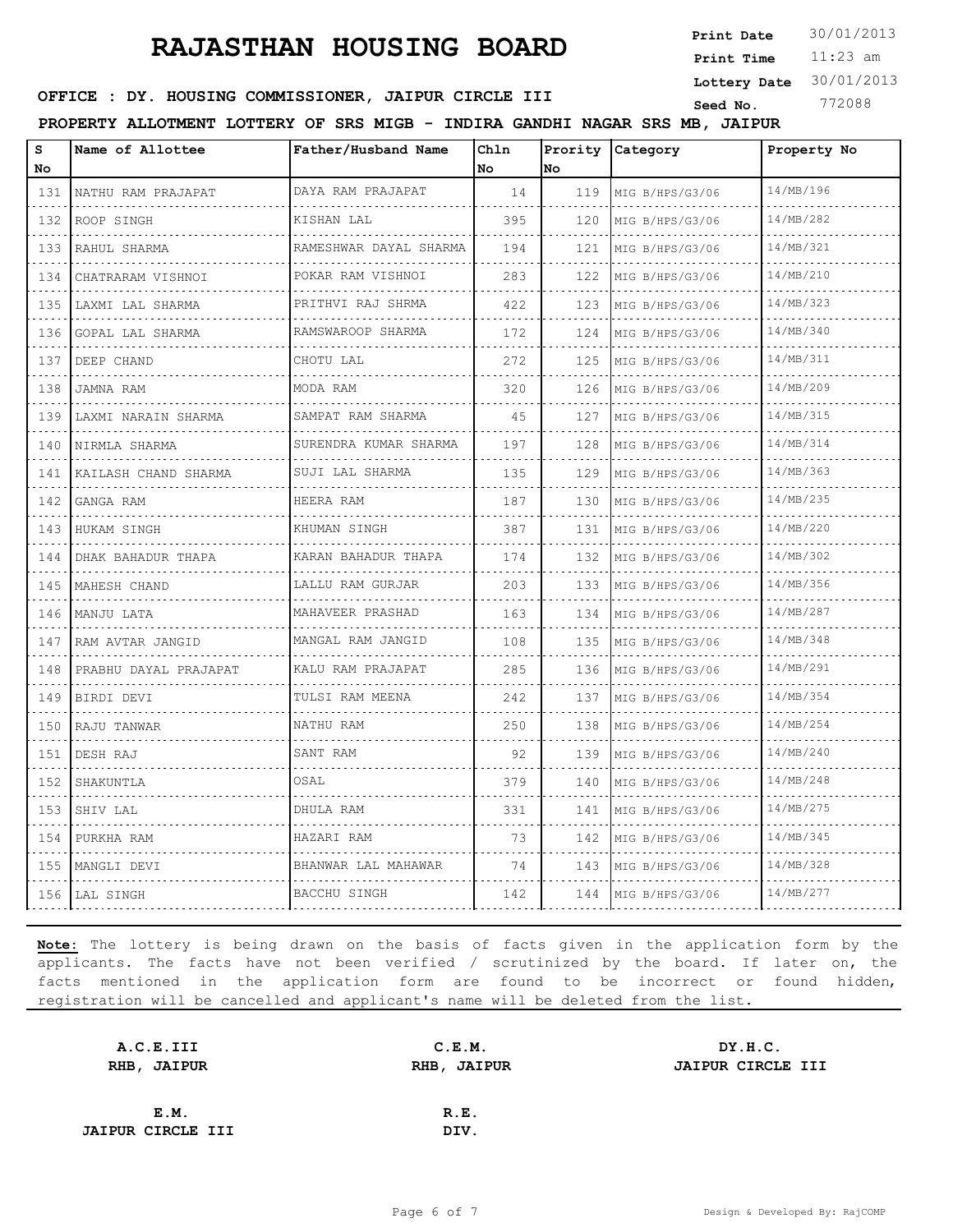# RAJASTHAN HOUSING BOARD

**Print Date** 30/01/2013
**Print Time** 11:23 am
**Lottery Date** 30/01/2013
**Seed No.** 772088

**OFFICE : DY. HOUSING COMMISSIONER, JAIPUR CIRCLE III**

**PROPERTY ALLOTMENT LOTTERY OF SRS MIGB - INDIRA GANDHI NAGAR SRS MB, JAIPUR**

| S No | Name of Allottee | Father/Husband Name | Chln No | Prority No | Category | Property No |
|---|---|---|---|---|---|---|
| 131 | NATHU RAM PRAJAPAT | DAYA RAM PRAJAPAT | 14 | 119 | MIG B/HPS/G3/06 | 14/MB/196 |
| 132 | ROOP SINGH | KISHAN LAL | 395 | 120 | MIG B/HPS/G3/06 | 14/MB/282 |
| 133 | RAHUL SHARMA | RAMESHWAR DAYAL SHARMA | 194 | 121 | MIG B/HPS/G3/06 | 14/MB/321 |
| 134 | CHATRARAM VISHNOI | POKAR RAM VISHNOI | 283 | 122 | MIG B/HPS/G3/06 | 14/MB/210 |
| 135 | LAXMI LAL SHARMA | PRITHVI RAJ SHRMA | 422 | 123 | MIG B/HPS/G3/06 | 14/MB/323 |
| 136 | GOPAL LAL SHARMA | RAMSWAROOP SHARMA | 172 | 124 | MIG B/HPS/G3/06 | 14/MB/340 |
| 137 | DEEP CHAND | CHOTU LAL | 272 | 125 | MIG B/HPS/G3/06 | 14/MB/311 |
| 138 | JAMNA RAM | MODA RAM | 320 | 126 | MIG B/HPS/G3/06 | 14/MB/209 |
| 139 | LAXMI NARAIN SHARMA | SAMPAT RAM SHARMA | 45 | 127 | MIG B/HPS/G3/06 | 14/MB/315 |
| 140 | NIRMLA SHARMA | SURENDRA KUMAR SHARMA | 197 | 128 | MIG B/HPS/G3/06 | 14/MB/314 |
| 141 | KAILASH CHAND SHARMA | SUJI LAL SHARMA | 135 | 129 | MIG B/HPS/G3/06 | 14/MB/363 |
| 142 | GANGA RAM | HEERA RAM | 187 | 130 | MIG B/HPS/G3/06 | 14/MB/235 |
| 143 | HUKAM SINGH | KHUMAN SINGH | 387 | 131 | MIG B/HPS/G3/06 | 14/MB/220 |
| 144 | DHAK BAHADUR THAPA | KARAN BAHADUR THAPA | 174 | 132 | MIG B/HPS/G3/06 | 14/MB/302 |
| 145 | MAHESH CHAND | LALLU RAM GURJAR | 203 | 133 | MIG B/HPS/G3/06 | 14/MB/356 |
| 146 | MANJU LATA | MAHAVEER PRASHAD | 163 | 134 | MIG B/HPS/G3/06 | 14/MB/287 |
| 147 | RAM AVTAR JANGID | MANGAL RAM JANGID | 108 | 135 | MIG B/HPS/G3/06 | 14/MB/348 |
| 148 | PRABHU DAYAL PRAJAPAT | KALU RAM PRAJAPAT | 285 | 136 | MIG B/HPS/G3/06 | 14/MB/291 |
| 149 | BIRDI DEVI | TULSI RAM MEENA | 242 | 137 | MIG B/HPS/G3/06 | 14/MB/354 |
| 150 | RAJU TANWAR | NATHU RAM | 250 | 138 | MIG B/HPS/G3/06 | 14/MB/254 |
| 151 | DESH RAJ | SANT RAM | 92 | 139 | MIG B/HPS/G3/06 | 14/MB/240 |
| 152 | SHAKUNTLA | OSAL | 379 | 140 | MIG B/HPS/G3/06 | 14/MB/248 |
| 153 | SHIV LAL | DHULA RAM | 331 | 141 | MIG B/HPS/G3/06 | 14/MB/275 |
| 154 | PURKHA RAM | HAZARI RAM | 73 | 142 | MIG B/HPS/G3/06 | 14/MB/345 |
| 155 | MANGLI DEVI | BHANWAR LAL MAHAWAR | 74 | 143 | MIG B/HPS/G3/06 | 14/MB/328 |
| 156 | LAL SINGH | BACCHU SINGH | 142 | 144 | MIG B/HPS/G3/06 | 14/MB/277 |

**Note:** The lottery is being drawn on the basis of facts given in the application form by the applicants. The facts have not been verified / scrutinized by the board. If later on, the facts mentioned in the application form are found to be incorrect or found hidden, registration will be cancelled and applicant's name will be deleted from the list.

| **A.C.E.III**<br>**RHB, JAIPUR** | **C.E.M.**<br>**RHB, JAIPUR** | **DY.H.C.**<br>**JAIPUR CIRCLE III** |
|---|---|---|
| **E.M.**<br>**JAIPUR CIRCLE III** | **R.E.**<br>**DIV.** | |

Design & Developed By: RajCOMP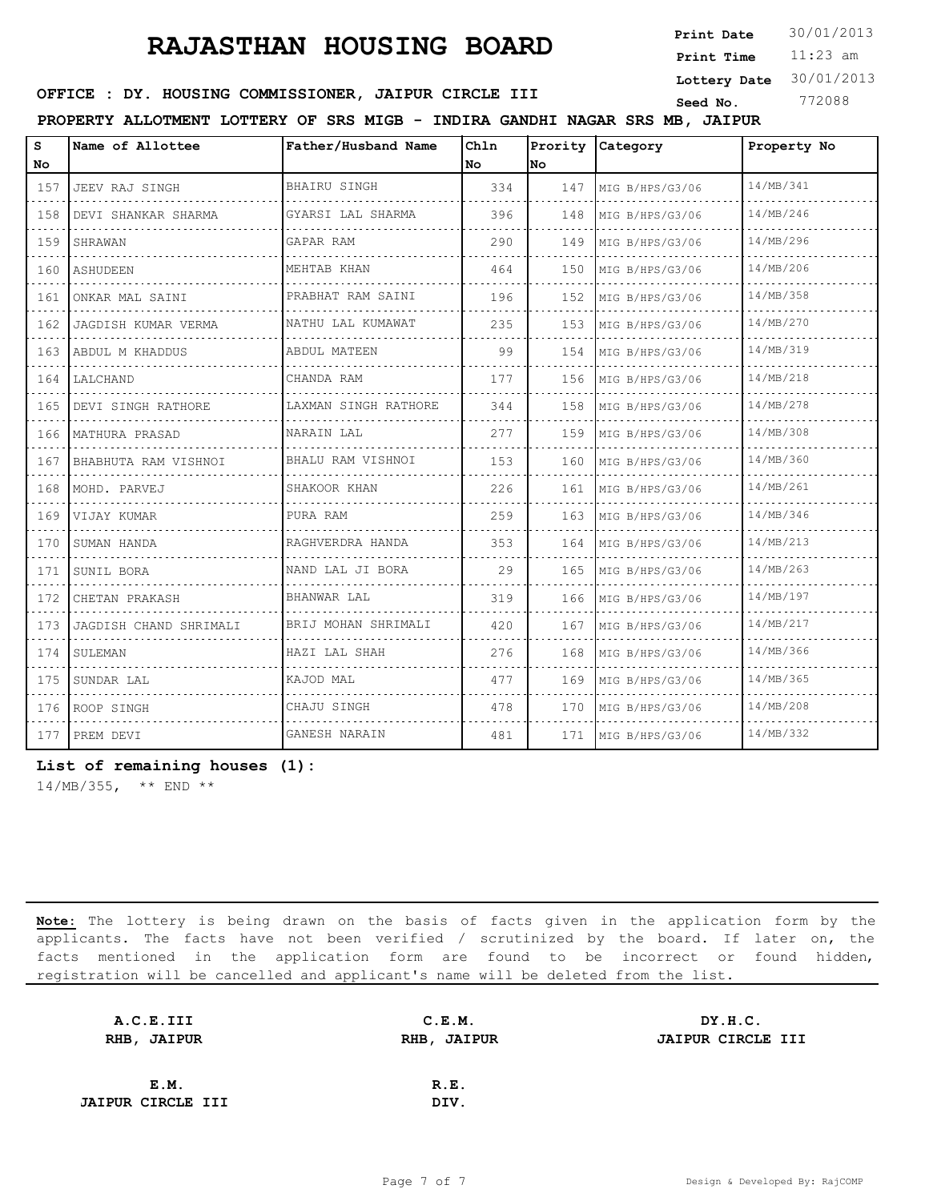# RAJASTHAN HOUSING BOARD

**Print Date** 30/01/2013
**Print Time** 11:23 am
**Lottery Date** 30/01/2013
**Seed No.** 772088

**OFFICE : DY. HOUSING COMMISSIONER, JAIPUR CIRCLE III**

**PROPERTY ALLOTMENT LOTTERY OF SRS MIGB - INDIRA GANDHI NAGAR SRS MB, JAIPUR**

| S No | Name of Allottee | Father/Husband Name | Chln No | Prority No | Category | Property No |
|---|---|---|---|---|---|---|
| 157 | JEEV RAJ SINGH | BHAIRU SINGH | 334 | 147 | MIG B/HPS/G3/06 | 14/MB/341 |
| 158 | DEVI SHANKAR SHARMA | GYARSI LAL SHARMA | 396 | 148 | MIG B/HPS/G3/06 | 14/MB/246 |
| 159 | SHRAWAN | GAPAR RAM | 290 | 149 | MIG B/HPS/G3/06 | 14/MB/296 |
| 160 | ASHUDEEN | MEHTAB KHAN | 464 | 150 | MIG B/HPS/G3/06 | 14/MB/206 |
| 161 | ONKAR MAL SAINI | PRABHAT RAM SAINI | 196 | 152 | MIG B/HPS/G3/06 | 14/MB/358 |
| 162 | JAGDISH KUMAR VERMA | NATHU LAL KUMAWAT | 235 | 153 | MIG B/HPS/G3/06 | 14/MB/270 |
| 163 | ABDUL M KHADDUS | ABDUL MATEEN | 99 | 154 | MIG B/HPS/G3/06 | 14/MB/319 |
| 164 | LALCHAND | CHANDA RAM | 177 | 156 | MIG B/HPS/G3/06 | 14/MB/218 |
| 165 | DEVI SINGH RATHORE | LAXMAN SINGH RATHORE | 344 | 158 | MIG B/HPS/G3/06 | 14/MB/278 |
| 166 | MATHURA PRASAD | NARAIN LAL | 277 | 159 | MIG B/HPS/G3/06 | 14/MB/308 |
| 167 | BHABHUTA RAM VISHNOI | BHALU RAM VISHNOI | 153 | 160 | MIG B/HPS/G3/06 | 14/MB/360 |
| 168 | MOHD. PARVEJ | SHAKOOR KHAN | 226 | 161 | MIG B/HPS/G3/06 | 14/MB/261 |
| 169 | VIJAY KUMAR | PURA RAM | 259 | 163 | MIG B/HPS/G3/06 | 14/MB/346 |
| 170 | SUMAN HANDA | RAGHVERDRA HANDA | 353 | 164 | MIG B/HPS/G3/06 | 14/MB/213 |
| 171 | SUNIL BORA | NAND LAL JI BORA | 29 | 165 | MIG B/HPS/G3/06 | 14/MB/263 |
| 172 | CHETAN PRAKASH | BHANWAR LAL | 319 | 166 | MIG B/HPS/G3/06 | 14/MB/197 |
| 173 | JAGDISH CHAND SHRIMALI | BRIJ MOHAN SHRIMALI | 420 | 167 | MIG B/HPS/G3/06 | 14/MB/217 |
| 174 | SULEMAN | HAZI LAL SHAH | 276 | 168 | MIG B/HPS/G3/06 | 14/MB/366 |
| 175 | SUNDAR LAL | KAJOD MAL | 477 | 169 | MIG B/HPS/G3/06 | 14/MB/365 |
| 176 | ROOP SINGH | CHAJU SINGH | 478 | 170 | MIG B/HPS/G3/06 | 14/MB/208 |
| 177 | PREM DEVI | GANESH NARAIN | 481 | 171 | MIG B/HPS/G3/06 | 14/MB/332 |

**List of remaining houses (1):**

14/MB/355, ** END **

**Note:** The lottery is being drawn on the basis of facts given in the application form by the applicants. The facts have not been verified / scrutinized by the board. If later on, the facts mentioned in the application form are found to be incorrect or found hidden, registration will be cancelled and applicant's name will be deleted from the list.

**A.C.E.III**
**RHB, JAIPUR**

**C.E.M.**
**RHB, JAIPUR**

**DY.H.C.**
**JAIPUR CIRCLE III**

**E.M.**
**JAIPUR CIRCLE III**

**R.E.**
**DIV.**

Design & Developed By: RajCOMP